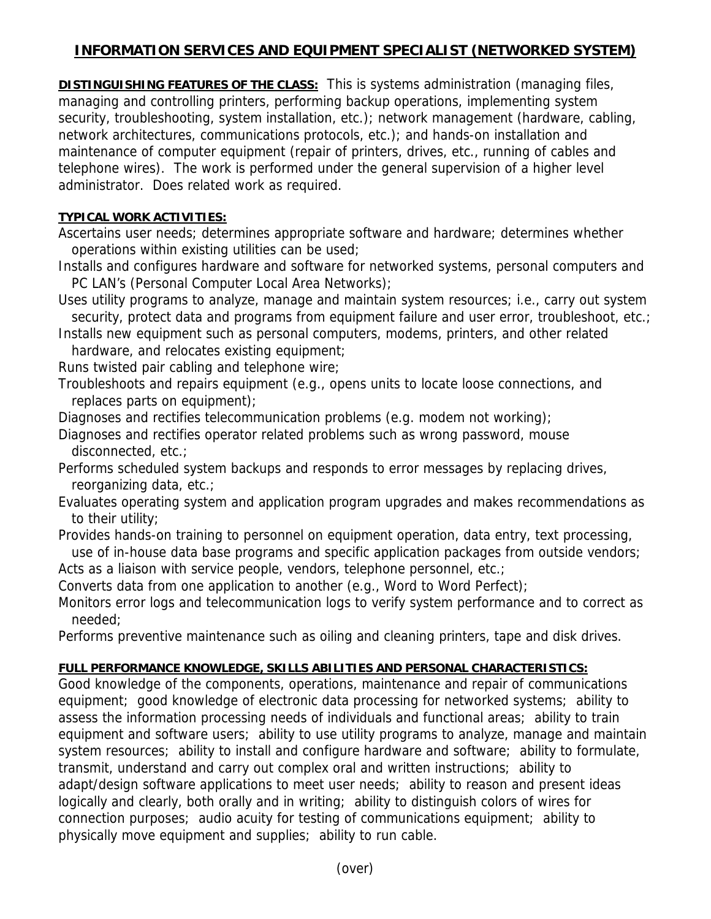# INFORMATION SERVICES AND EQUIPMENT SPECIALIST (NETWORKED SYSTEM)

**DISTINGUISHING FEATURES OF THE CLASS:** This is systems administration (managing files, managing and controlling printers, performing backup operations, implementing system security, troubleshooting, system installation, etc.); network management (hardware, cabling, network architectures, communications protocols, etc.); and hands-on installation and maintenance of computer equipment (repair of printers, drives, etc., running of cables and telephone wires). The work is performed under the general supervision of a higher level administrator. Does related work as required.

**TYPICAL WORK ACTIVITIES:**

Ascertains user needs; determines appropriate software and hardware; determines whether operations within existing utilities can be used;

Installs and configures hardware and software for networked systems, personal computers and PC LAN's (Personal Computer Local Area Networks);

Uses utility programs to analyze, manage and maintain system resources; i.e., carry out system security, protect data and programs from equipment failure and user error, troubleshoot, etc.;

Installs new equipment such as personal computers, modems, printers, and other related hardware, and relocates existing equipment;

Runs twisted pair cabling and telephone wire;

Troubleshoots and repairs equipment (e.g., opens units to locate loose connections, and replaces parts on equipment);

Diagnoses and rectifies telecommunication problems (e.g. modem not working);

Diagnoses and rectifies operator related problems such as wrong password, mouse disconnected, etc.;

Performs scheduled system backups and responds to error messages by replacing drives, reorganizing data, etc.;

Evaluates operating system and application program upgrades and makes recommendations as to their utility;

Provides hands-on training to personnel on equipment operation, data entry, text processing, use of in-house data base programs and specific application packages from outside vendors;

Acts as a liaison with service people, vendors, telephone personnel, etc.;

Converts data from one application to another (e.g., Word to Word Perfect);

Monitors error logs and telecommunication logs to verify system performance and to correct as needed;

Performs preventive maintenance such as oiling and cleaning printers, tape and disk drives.

**FULL PERFORMANCE KNOWLEDGE, SKILLS ABILITIES AND PERSONAL CHARACTERISTICS:**

Good knowledge of the components, operations, maintenance and repair of communications equipment; good knowledge of electronic data processing for networked systems; ability to assess the information processing needs of individuals and functional areas; ability to train equipment and software users; ability to use utility programs to analyze, manage and maintain system resources; ability to install and configure hardware and software; ability to formulate, transmit, understand and carry out complex oral and written instructions; ability to adapt/design software applications to meet user needs; ability to reason and present ideas logically and clearly, both orally and in writing; ability to distinguish colors of wires for connection purposes; audio acuity for testing of communications equipment; ability to physically move equipment and supplies; ability to run cable.

(over)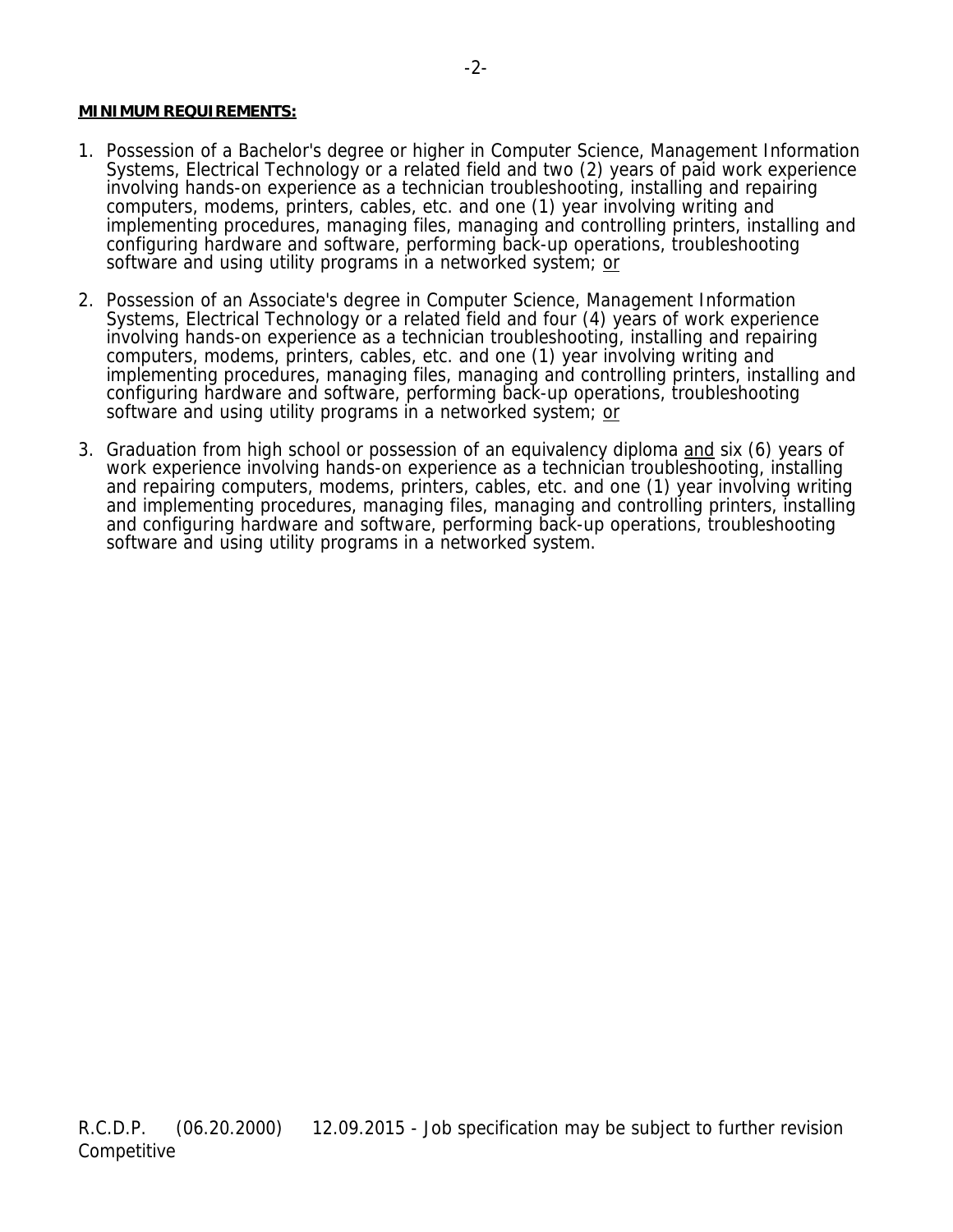**MINIMUM REQUIREMENTS:**

1. Possession of a Bachelor's degree or higher in Computer Science, Management Information Systems, Electrical Technology or a related field and two (2) years of paid work experience involving hands-on experience as a technician troubleshooting, installing and repairing computers, modems, printers, cables, etc. and one (1) year involving writing and implementing procedures, managing files, managing and controlling printers, installing and configuring hardware and software, performing back-up operations, troubleshooting software and using utility programs in a networked system; or

2. Possession of an Associate's degree in Computer Science, Management Information Systems, Electrical Technology or a related field and four (4) years of work experience involving hands-on experience as a technician troubleshooting, installing and repairing computers, modems, printers, cables, etc. and one (1) year involving writing and implementing procedures, managing files, managing and controlling printers, installing and configuring hardware and software, performing back-up operations, troubleshooting software and using utility programs in a networked system; or

3. Graduation from high school or possession of an equivalency diploma and six (6) years of work experience involving hands-on experience as a technician troubleshooting, installing and repairing computers, modems, printers, cables, etc. and one (1) year involving writing and implementing procedures, managing files, managing and controlling printers, installing and configuring hardware and software, performing back-up operations, troubleshooting software and using utility programs in a networked system.

R.C.D.P. (06.20.2000) 12.09.2015 - Job specification may be subject to further revision
Competitive